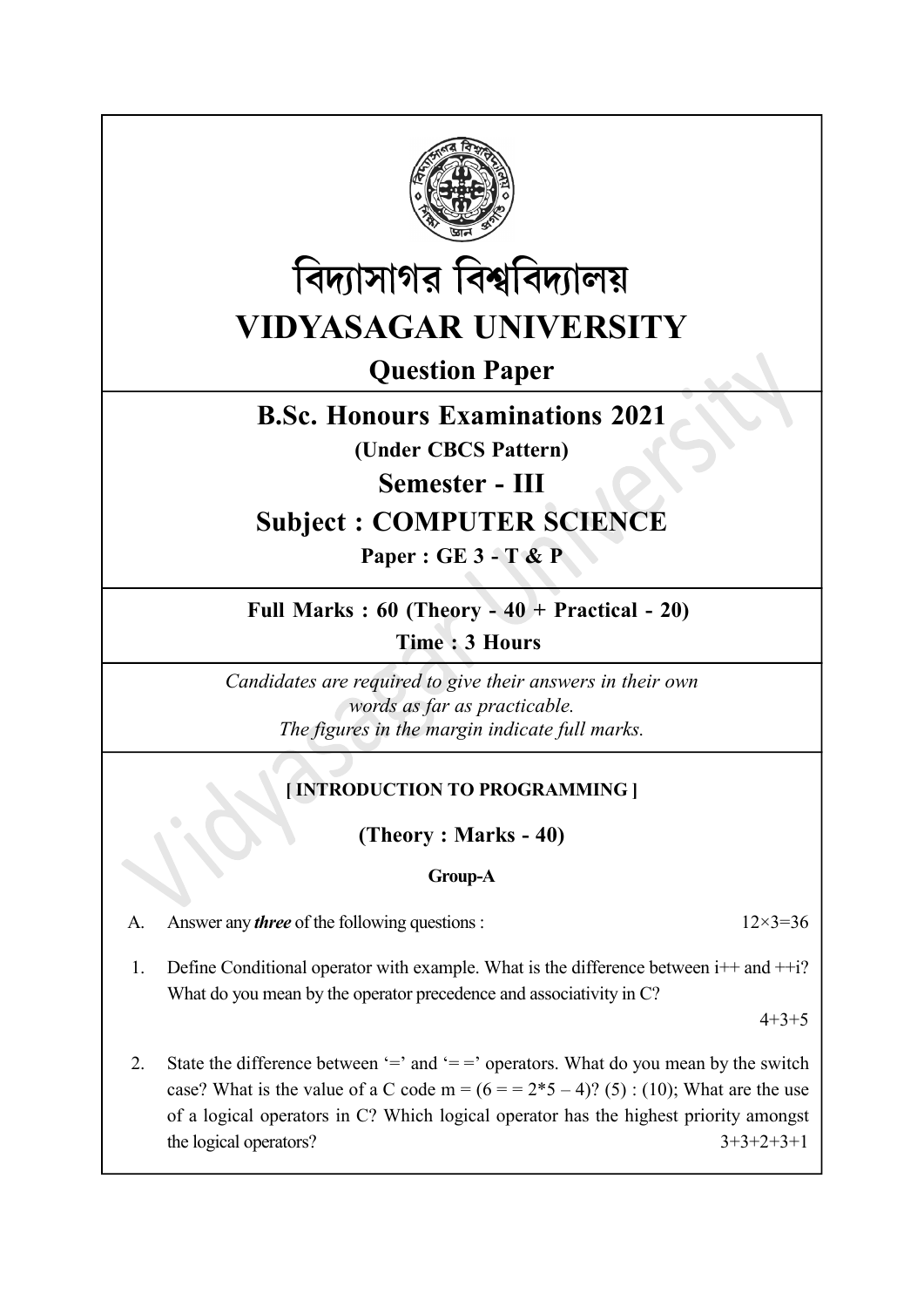# বিদ্যাসাগর বিশ্ববিদ্যালয়

# VIDYASAGAR UNIVERSITY

## Question Paper

## B.Sc. Honours Examinations 2021

**(Under CBCS Pattern)**

## Semester - III

## Subject : COMPUTER SCIENCE

**Paper : GE 3 - T & P**

**Full Marks : 60 (Theory - 40 + Practical - 20)**

**Time : 3 Hours**

*Candidates are required to give their answers in their own words as far as practicable.*
*The figures in the margin indicate full marks.*

**[ INTRODUCTION TO PROGRAMMING ]**

**(Theory : Marks - 40)**

**Group-A**

A. Answer any ***three*** of the following questions : 12×3=36

1. Define Conditional operator with example. What is the difference between i++ and ++i? What do you mean by the operator precedence and associativity in C? 4+3+5

2. State the difference between '=' and '= =' operators. What do you mean by the switch case? What is the value of a C code m = (6 = = 2*5 – 4)? (5) : (10); What are the use of a logical operators in C? Which logical operator has the highest priority amongst the logical operators? 3+3+2+3+1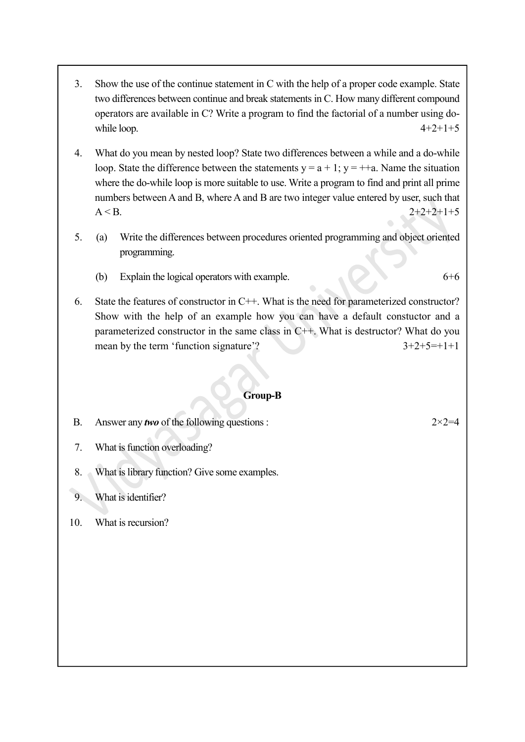3. Show the use of the continue statement in C with the help of a proper code example. State two differences between continue and break statements in C. How many different compound operators are available in C? Write a program to find the factorial of a number using do-while loop. 4+2+1+5

4. What do you mean by nested loop? State two differences between a while and a do-while loop. State the difference between the statements y = a + 1; y = ++a. Name the situation where the do-while loop is more suitable to use. Write a program to find and print all prime numbers between A and B, where A and B are two integer value entered by user, such that A < B. 2+2+2+1+5

5. (a) Write the differences between procedures oriented programming and object oriented programming.

   (b) Explain the logical operators with example. 6+6

6. State the features of constructor in C++. What is the need for parameterized constructor? Show with the help of an example how you can have a default constuctor and a parameterized constructor in the same class in C++. What is destructor? What do you mean by the term 'function signature'? 3+2+5=+1+1

## Group-B

B. Answer any ***two*** of the following questions : 2×2=4

7. What is function overloading?

8. What is library function? Give some examples.

9. What is identifier?

10. What is recursion?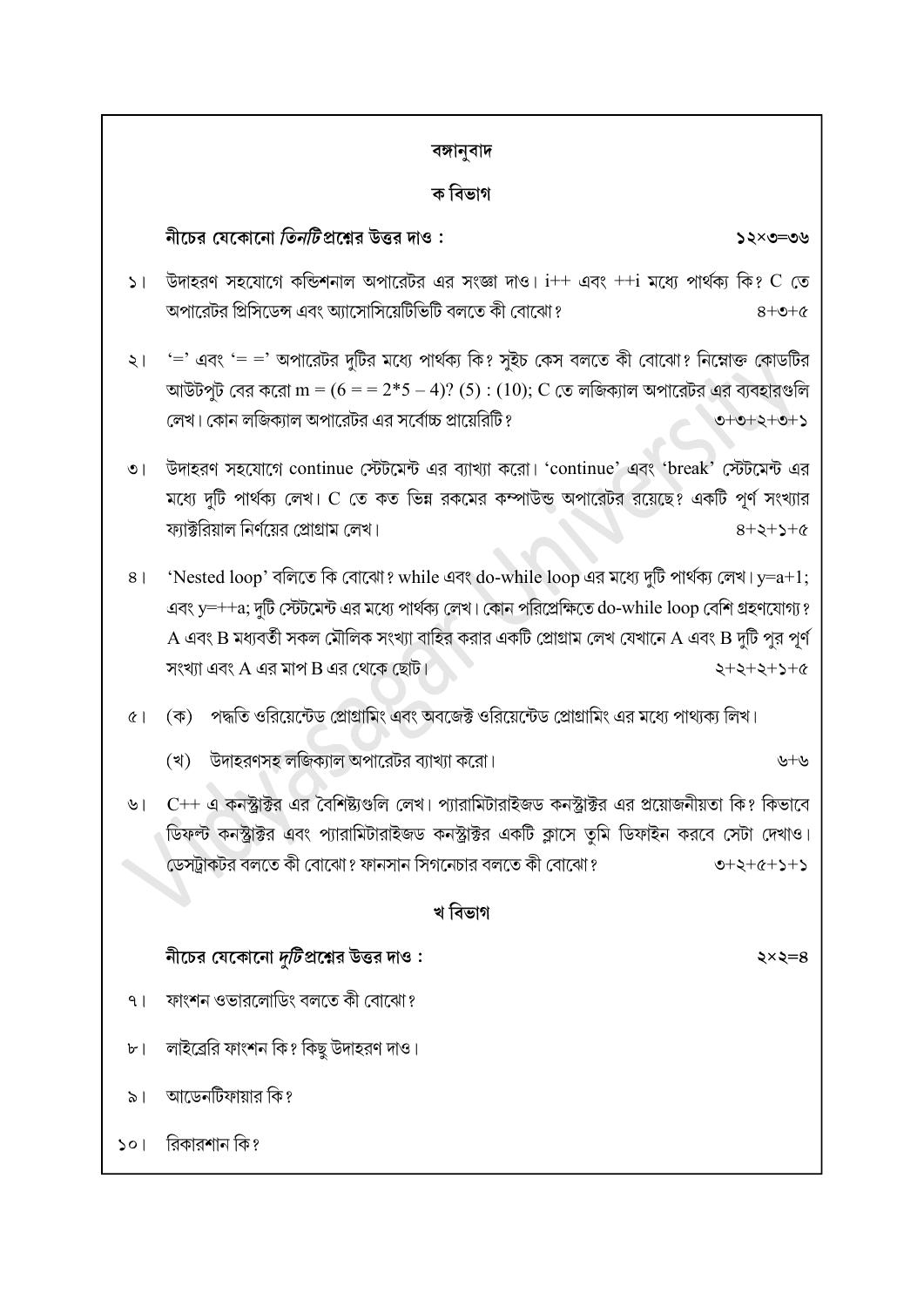## বঙ্গানুবাদ

### ক বিভাগ

**নীচের যেকোনো *তিনটি* প্রশ্নের উত্তর দাও :** **১২×৩=৩৬**

১। উদাহরণ সহযোগে কন্ডিশনাল অপারেটর এর সংজ্ঞা দাও। i++ এবং ++i মধ্যে পার্থক্য কি? C তে অপারেটর প্রিসিডেন্স এবং অ্যাসোসিয়েটিভিটি বলতে কী বোঝো? ৪+৩+৫

২। '=' এবং '= =' অপারেটর দুটির মধ্যে পার্থক্য কি? সুইচ কেস বলতে কী বোঝো? নিম্নোক্ত কোডটির আউটপুট বের করো m = (6 = = 2*5 – 4)? (5) : (10); C তে লজিক্যাল অপারেটর এর ব্যবহারগুলি লেখ। কোন লজিক্যাল অপারেটর এর সর্বোচ্চ প্রায়োরিটি? ৩+৩+২+৩+১

৩। উদাহরণ সহযোগে continue স্টেটমেন্ট এর ব্যাখ্যা করো। 'continue' এবং 'break' স্টেটমেন্ট এর মধ্যে দুটি পার্থক্য লেখ। C তে কত ভিন্ন রকমের কম্পাউন্ড অপারেটর রয়েছে? একটি পূর্ণ সংখ্যার ফ্যাক্টরিয়াল নির্ণয়ের প্রোগ্রাম লেখ। ৪+২+১+৫

৪। 'Nested loop' বলিতে কি বোঝো? while এবং do-while loop এর মধ্যে দুটি পার্থক্য লেখ। y=a+1; এবং y=++a; দুটি স্টেটমেন্ট এর মধ্যে পার্থক্য লেখ। কোন পরিপ্রেক্ষিতে do-while loop বেশি গ্রহণযোগ্য? A এবং B মধ্যবর্তী সকল মৌলিক সংখ্যা বাহির করার একটি প্রোগ্রাম লেখ যেখানে A এবং B দুটি পুর পূর্ণ সংখ্যা এবং A এর মাপ B এর থেকে ছোট। ২+২+২+১+৫

৫। (ক) পদ্ধতি ওরিয়েন্টেড প্রোগ্রামিং এবং অবজেক্ট ওরিয়েন্টেড প্রোগ্রামিং এর মধ্যে পাথ্যক্য লিখ।

(খ) উদাহরণসহ লজিক্যাল অপারেটর এর ব্যাখ্যা করো। ৬+৬

৬। C++ এ কনস্ট্রাক্টর এর বৈশিষ্ট্যগুলি লেখ। প্যারামিটারাইজড কনস্ট্রাক্টর এর প্রয়োজনীয়তা কি? কিভাবে ডিফল্ট কনস্ট্রাক্টর এবং প্যারামিটারাইজড কনস্ট্রাক্টর একটি ক্লাসে তুমি ডিফাইন করবে সেটা দেখাও। ডেসট্রাক্টর বলতে কী বোঝো? ফানসান সিগনেচার বলতে কী বোঝো? ৩+২+৫+১+১

### খ বিভাগ

**নীচের যেকোনো *দুটি* প্রশ্নের উত্তর দাও :** **২×২=৪**

৭। ফাংশন ওভারলোডিং বলতে কী বোঝো?

৮। লাইব্রেরি ফাংশন কি? কিছু উদাহরণ দাও।

৯। আডেনটিফায়ার কি?

১০। রিকারশান কি?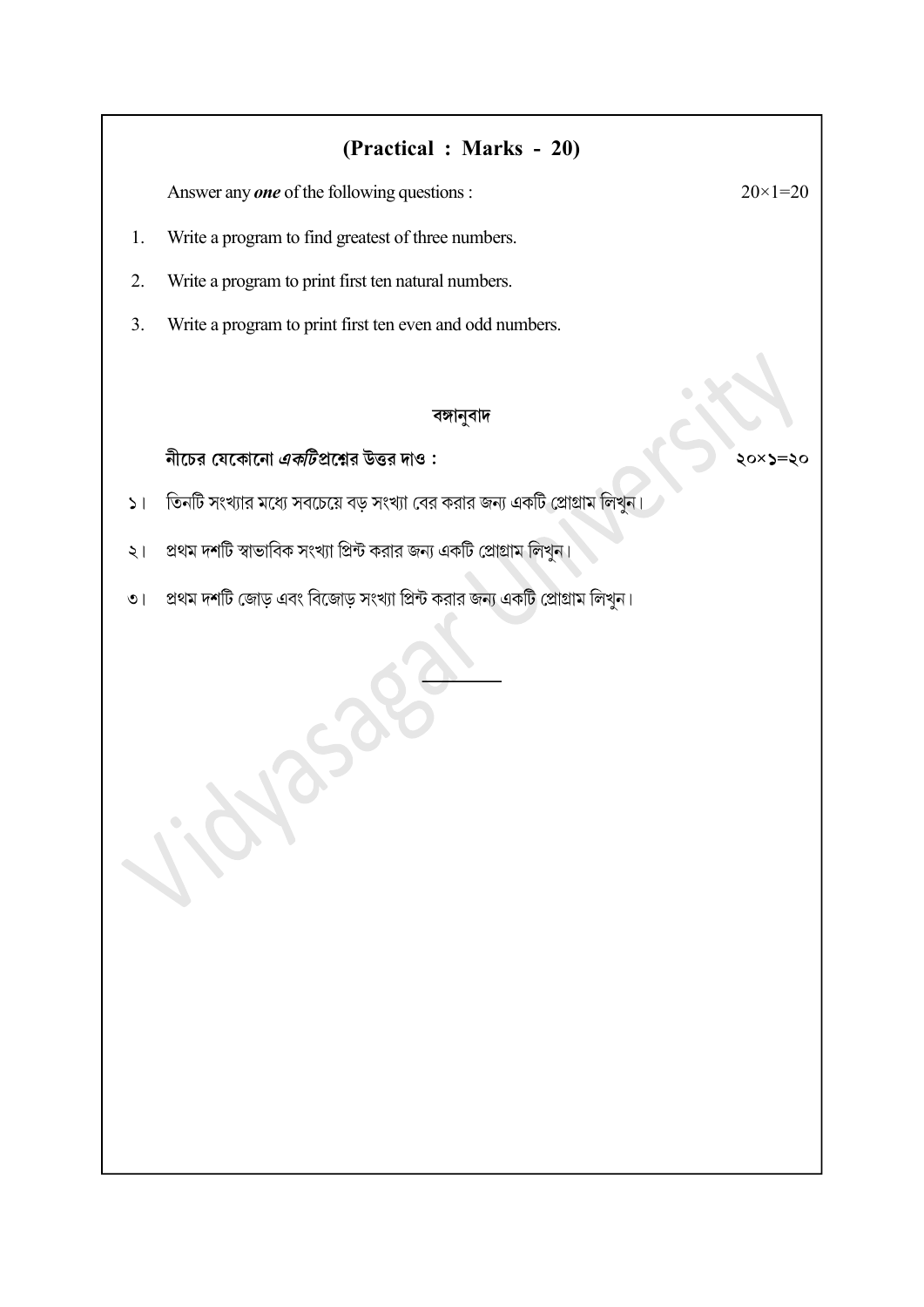## (Practical : Marks - 20)

Answer any ***one*** of the following questions : $20 \times 1 = 20$

1. Write a program to find greatest of three numbers.
2. Write a program to print first ten natural numbers.
3. Write a program to print first ten even and odd numbers.

### বঙ্গানুবাদ

**নীচের যেকোনো *একটি*প্রশ্নের উত্তর দাও :** ২০×১=২০

১। তিনটি সংখ্যার মধ্যে সবচেয়ে বড় সংখ্যা বের করার জন্য একটি প্রোগ্রাম লিখুন।

২। প্রথম দশটি স্বাভাবিক সংখ্যা প্রিন্ট করার জন্য একটি প্রোগ্রাম লিখুন।

৩। প্রথম দশটি জোড় এবং বিজোড় সংখ্যা প্রিন্ট করার জন্য একটি প্রোগ্রাম লিখুন।

---